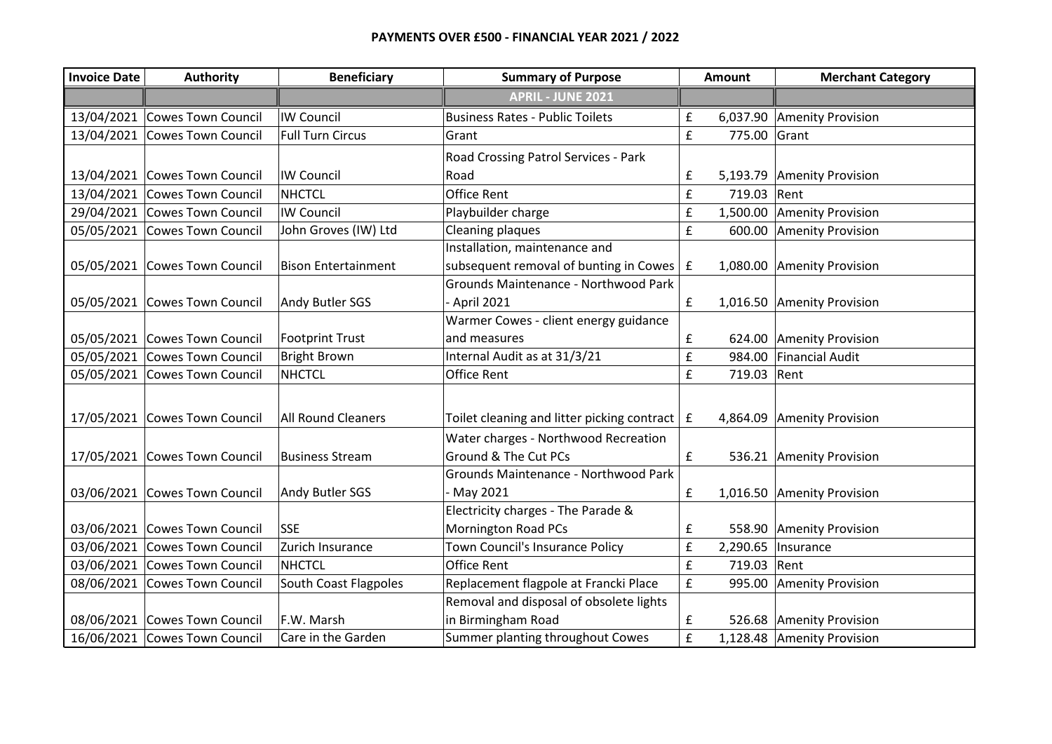# PAYMENTS OVER £500 - FINANCIAL YEAR 2021 / 2022

| Invoice Date | Authority | Beneficiary | Summary of Purpose | Amount | | Merchant Category |
|---|---|---|---|---|---|---|
| | | | APRIL - JUNE 2021 | | | |
| 13/04/2021 | Cowes Town Council | IW Council | Business Rates - Public Toilets | £ | 6,037.90 | Amenity Provision |
| 13/04/2021 | Cowes Town Council | Full Turn Circus | Grant | £ | 775.00 | Grant |
| 13/04/2021 | Cowes Town Council | IW Council | Road Crossing Patrol Services - Park Road | £ | 5,193.79 | Amenity Provision |
| 13/04/2021 | Cowes Town Council | NHCTCL | Office Rent | £ | 719.03 | Rent |
| 29/04/2021 | Cowes Town Council | IW Council | Playbuilder charge | £ | 1,500.00 | Amenity Provision |
| 05/05/2021 | Cowes Town Council | John Groves (IW) Ltd | Cleaning plaques | £ | 600.00 | Amenity Provision |
| 05/05/2021 | Cowes Town Council | Bison Entertainment | Installation, maintenance and subsequent removal of bunting in Cowes | £ | 1,080.00 | Amenity Provision |
| 05/05/2021 | Cowes Town Council | Andy Butler SGS | Grounds Maintenance - Northwood Park - April 2021 | £ | 1,016.50 | Amenity Provision |
| 05/05/2021 | Cowes Town Council | Footprint Trust | Warmer Cowes - client energy guidance and measures | £ | 624.00 | Amenity Provision |
| 05/05/2021 | Cowes Town Council | Bright Brown | Internal Audit as at 31/3/21 | £ | 984.00 | Financial Audit |
| 05/05/2021 | Cowes Town Council | NHCTCL | Office Rent | £ | 719.03 | Rent |
| 17/05/2021 | Cowes Town Council | All Round Cleaners | Toilet cleaning and litter picking contract | £ | 4,864.09 | Amenity Provision |
| 17/05/2021 | Cowes Town Council | Business Stream | Water charges - Northwood Recreation Ground & The Cut PCs | £ | 536.21 | Amenity Provision |
| 03/06/2021 | Cowes Town Council | Andy Butler SGS | Grounds Maintenance - Northwood Park - May 2021 | £ | 1,016.50 | Amenity Provision |
| 03/06/2021 | Cowes Town Council | SSE | Electricity charges - The Parade & Mornington Road PCs | £ | 558.90 | Amenity Provision |
| 03/06/2021 | Cowes Town Council | Zurich Insurance | Town Council's Insurance Policy | £ | 2,290.65 | Insurance |
| 03/06/2021 | Cowes Town Council | NHCTCL | Office Rent | £ | 719.03 | Rent |
| 08/06/2021 | Cowes Town Council | South Coast Flagpoles | Replacement flagpole at Francki Place | £ | 995.00 | Amenity Provision |
| 08/06/2021 | Cowes Town Council | F.W. Marsh | Removal and disposal of obsolete lights in Birmingham Road | £ | 526.68 | Amenity Provision |
| 16/06/2021 | Cowes Town Council | Care in the Garden | Summer planting throughout Cowes | £ | 1,128.48 | Amenity Provision |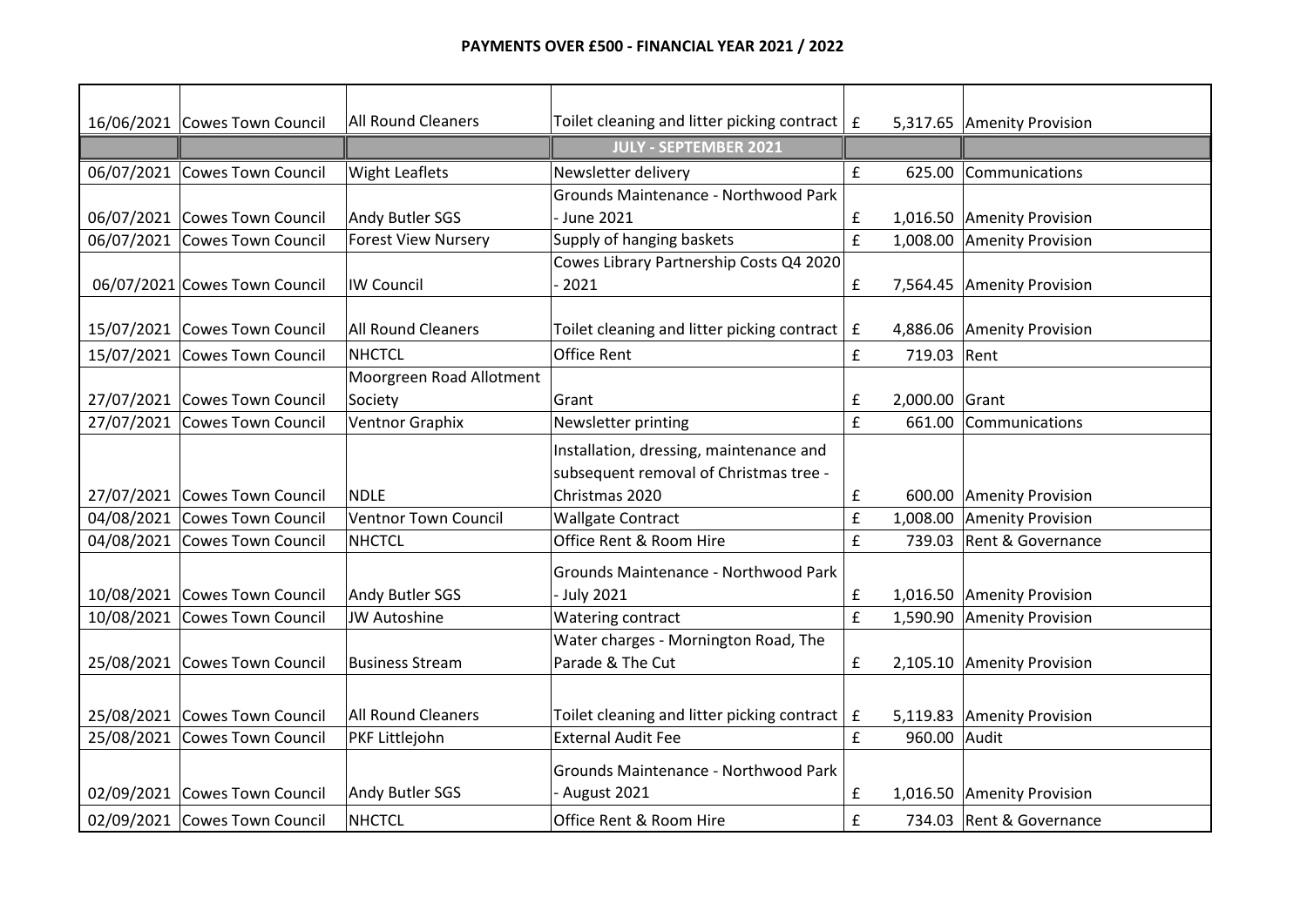**PAYMENTS OVER £500 - FINANCIAL YEAR 2021 / 2022**

| | | | | | | |
|---|---|---|---|---|---|---|
| 16/06/2021 | Cowes Town Council | All Round Cleaners | Toilet cleaning and litter picking contract | £ | 5,317.65 | Amenity Provision |
| | | | **JULY - SEPTEMBER 2021** | | | |
| 06/07/2021 | Cowes Town Council | Wight Leaflets | Newsletter delivery | £ | 625.00 | Communications |
| 06/07/2021 | Cowes Town Council | Andy Butler SGS | Grounds Maintenance - Northwood Park - June 2021 | £ | 1,016.50 | Amenity Provision |
| 06/07/2021 | Cowes Town Council | Forest View Nursery | Supply of hanging baskets | £ | 1,008.00 | Amenity Provision |
| 06/07/2021 | Cowes Town Council | IW Council | Cowes Library Partnership Costs Q4 2020 - 2021 | £ | 7,564.45 | Amenity Provision |
| 15/07/2021 | Cowes Town Council | All Round Cleaners | Toilet cleaning and litter picking contract | £ | 4,886.06 | Amenity Provision |
| 15/07/2021 | Cowes Town Council | NHCTCL | Office Rent | £ | 719.03 | Rent |
| 27/07/2021 | Cowes Town Council | Moorgreen Road Allotment Society | Grant | £ | 2,000.00 | Grant |
| 27/07/2021 | Cowes Town Council | Ventnor Graphix | Newsletter printing | £ | 661.00 | Communications |
| 27/07/2021 | Cowes Town Council | NDLE | Installation, dressing, maintenance and subsequent removal of Christmas tree - Christmas 2020 | £ | 600.00 | Amenity Provision |
| 04/08/2021 | Cowes Town Council | Ventnor Town Council | Wallgate Contract | £ | 1,008.00 | Amenity Provision |
| 04/08/2021 | Cowes Town Council | NHCTCL | Office Rent & Room Hire | £ | 739.03 | Rent & Governance |
| 10/08/2021 | Cowes Town Council | Andy Butler SGS | Grounds Maintenance - Northwood Park - July 2021 | £ | 1,016.50 | Amenity Provision |
| 10/08/2021 | Cowes Town Council | JW Autoshine | Watering contract | £ | 1,590.90 | Amenity Provision |
| 25/08/2021 | Cowes Town Council | Business Stream | Water charges - Mornington Road, The Parade & The Cut | £ | 2,105.10 | Amenity Provision |
| 25/08/2021 | Cowes Town Council | All Round Cleaners | Toilet cleaning and litter picking contract | £ | 5,119.83 | Amenity Provision |
| 25/08/2021 | Cowes Town Council | PKF Littlejohn | External Audit Fee | £ | 960.00 | Audit |
| 02/09/2021 | Cowes Town Council | Andy Butler SGS | Grounds Maintenance - Northwood Park - August 2021 | £ | 1,016.50 | Amenity Provision |
| 02/09/2021 | Cowes Town Council | NHCTCL | Office Rent & Room Hire | £ | 734.03 | Rent & Governance |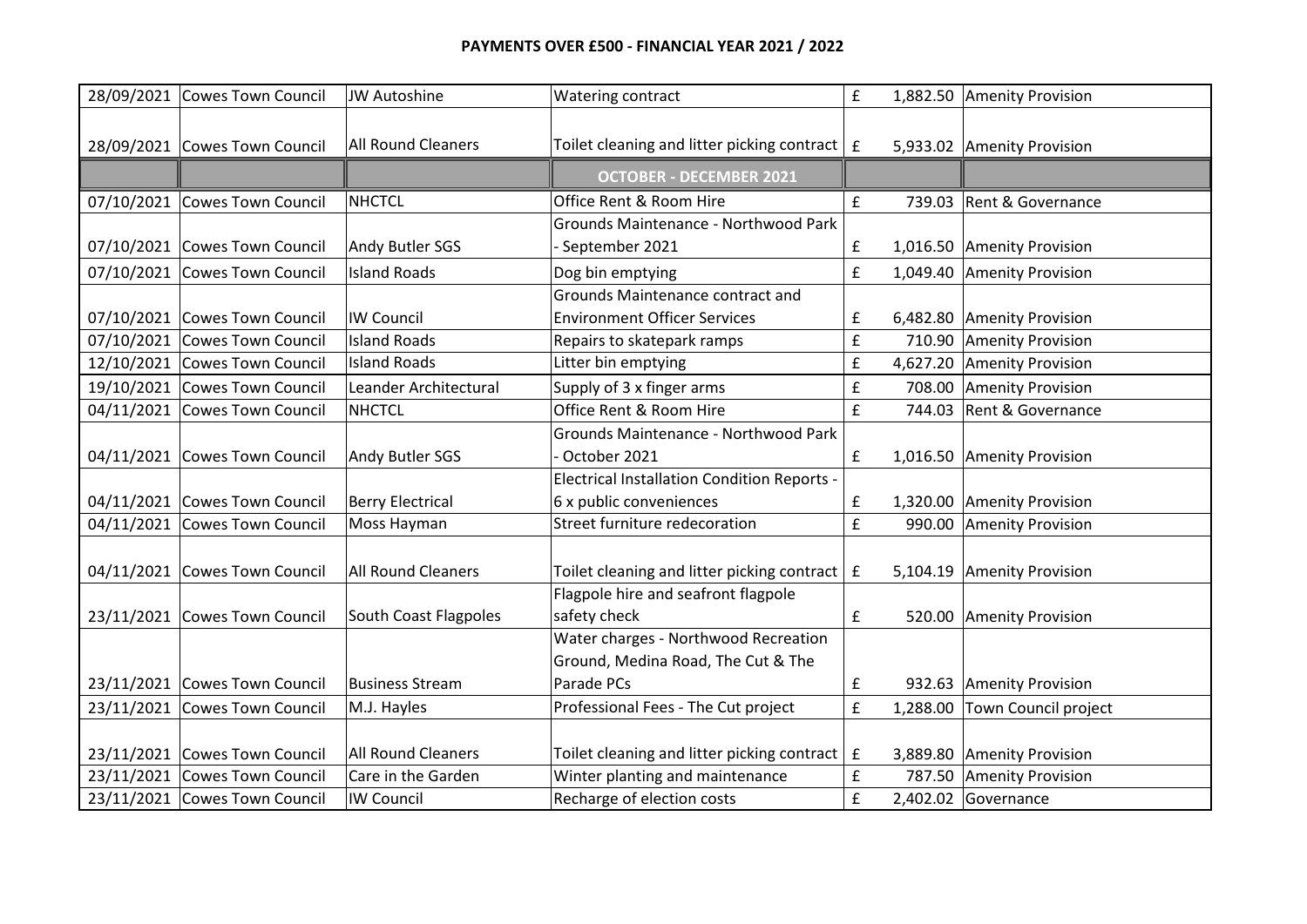# PAYMENTS OVER £500 - FINANCIAL YEAR 2021 / 2022

| | | | | | | |
|---|---|---|---|---|---|---|
| 28/09/2021 | Cowes Town Council | JW Autoshine | Watering contract | £ | 1,882.50 | Amenity Provision |
| 28/09/2021 | Cowes Town Council | All Round Cleaners | Toilet cleaning and litter picking contract | £ | 5,933.02 | Amenity Provision |
| | | | **OCTOBER - DECEMBER 2021** | | | |
| 07/10/2021 | Cowes Town Council | NHCTCL | Office Rent & Room Hire | £ | 739.03 | Rent & Governance |
| 07/10/2021 | Cowes Town Council | Andy Butler SGS | Grounds Maintenance - Northwood Park - September 2021 | £ | 1,016.50 | Amenity Provision |
| 07/10/2021 | Cowes Town Council | Island Roads | Dog bin emptying | £ | 1,049.40 | Amenity Provision |
| 07/10/2021 | Cowes Town Council | IW Council | Grounds Maintenance contract and Environment Officer Services | £ | 6,482.80 | Amenity Provision |
| 07/10/2021 | Cowes Town Council | Island Roads | Repairs to skatepark ramps | £ | 710.90 | Amenity Provision |
| 12/10/2021 | Cowes Town Council | Island Roads | Litter bin emptying | £ | 4,627.20 | Amenity Provision |
| 19/10/2021 | Cowes Town Council | Leander Architectural | Supply of 3 x finger arms | £ | 708.00 | Amenity Provision |
| 04/11/2021 | Cowes Town Council | NHCTCL | Office Rent & Room Hire | £ | 744.03 | Rent & Governance |
| 04/11/2021 | Cowes Town Council | Andy Butler SGS | Grounds Maintenance - Northwood Park - October 2021 | £ | 1,016.50 | Amenity Provision |
| 04/11/2021 | Cowes Town Council | Berry Electrical | Electrical Installation Condition Reports - 6 x public conveniences | £ | 1,320.00 | Amenity Provision |
| 04/11/2021 | Cowes Town Council | Moss Hayman | Street furniture redecoration | £ | 990.00 | Amenity Provision |
| 04/11/2021 | Cowes Town Council | All Round Cleaners | Toilet cleaning and litter picking contract | £ | 5,104.19 | Amenity Provision |
| 23/11/2021 | Cowes Town Council | South Coast Flagpoles | Flagpole hire and seafront flagpole safety check | £ | 520.00 | Amenity Provision |
| 23/11/2021 | Cowes Town Council | Business Stream | Water charges - Northwood Recreation Ground, Medina Road, The Cut & The Parade PCs | £ | 932.63 | Amenity Provision |
| 23/11/2021 | Cowes Town Council | M.J. Hayles | Professional Fees - The Cut project | £ | 1,288.00 | Town Council project |
| 23/11/2021 | Cowes Town Council | All Round Cleaners | Toilet cleaning and litter picking contract | £ | 3,889.80 | Amenity Provision |
| 23/11/2021 | Cowes Town Council | Care in the Garden | Winter planting and maintenance | £ | 787.50 | Amenity Provision |
| 23/11/2021 | Cowes Town Council | IW Council | Recharge of election costs | £ | 2,402.02 | Governance |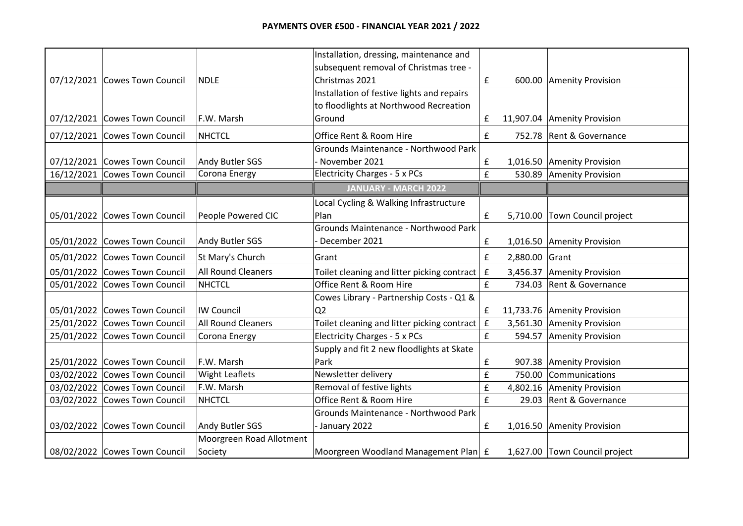**PAYMENTS OVER £500 - FINANCIAL YEAR 2021 / 2022**

| | | | | | | |
|---|---|---|---|---|---|---|
| 07/12/2021 | Cowes Town Council | NDLE | Installation, dressing, maintenance and subsequent removal of Christmas tree - Christmas 2021 | £ | 600.00 | Amenity Provision |
| 07/12/2021 | Cowes Town Council | F.W. Marsh | Installation of festive lights and repairs to floodlights at Northwood Recreation Ground | £ | 11,907.04 | Amenity Provision |
| 07/12/2021 | Cowes Town Council | NHCTCL | Office Rent & Room Hire | £ | 752.78 | Rent & Governance |
| 07/12/2021 | Cowes Town Council | Andy Butler SGS | Grounds Maintenance - Northwood Park - November 2021 | £ | 1,016.50 | Amenity Provision |
| 16/12/2021 | Cowes Town Council | Corona Energy | Electricity Charges - 5 x PCs | £ | 530.89 | Amenity Provision |
| | | | **JANUARY - MARCH 2022** | | | |
| 05/01/2022 | Cowes Town Council | People Powered CIC | Local Cycling & Walking Infrastructure Plan | £ | 5,710.00 | Town Council project |
| 05/01/2022 | Cowes Town Council | Andy Butler SGS | Grounds Maintenance - Northwood Park - December 2021 | £ | 1,016.50 | Amenity Provision |
| 05/01/2022 | Cowes Town Council | St Mary's Church | Grant | £ | 2,880.00 | Grant |
| 05/01/2022 | Cowes Town Council | All Round Cleaners | Toilet cleaning and litter picking contract | £ | 3,456.37 | Amenity Provision |
| 05/01/2022 | Cowes Town Council | NHCTCL | Office Rent & Room Hire | £ | 734.03 | Rent & Governance |
| 05/01/2022 | Cowes Town Council | IW Council | Cowes Library - Partnership Costs - Q1 & Q2 | £ | 11,733.76 | Amenity Provision |
| 25/01/2022 | Cowes Town Council | All Round Cleaners | Toilet cleaning and litter picking contract | £ | 3,561.30 | Amenity Provision |
| 25/01/2022 | Cowes Town Council | Corona Energy | Electricity Charges - 5 x PCs | £ | 594.57 | Amenity Provision |
| 25/01/2022 | Cowes Town Council | F.W. Marsh | Supply and fit 2 new floodlights at Skate Park | £ | 907.38 | Amenity Provision |
| 03/02/2022 | Cowes Town Council | Wight Leaflets | Newsletter delivery | £ | 750.00 | Communications |
| 03/02/2022 | Cowes Town Council | F.W. Marsh | Removal of festive lights | £ | 4,802.16 | Amenity Provision |
| 03/02/2022 | Cowes Town Council | NHCTCL | Office Rent & Room Hire | £ | 29.03 | Rent & Governance |
| 03/02/2022 | Cowes Town Council | Andy Butler SGS | Grounds Maintenance - Northwood Park - January 2022 | £ | 1,016.50 | Amenity Provision |
| 08/02/2022 | Cowes Town Council | Moorgreen Road Allotment Society | Moorgreen Woodland Management Plan | £ | 1,627.00 | Town Council project |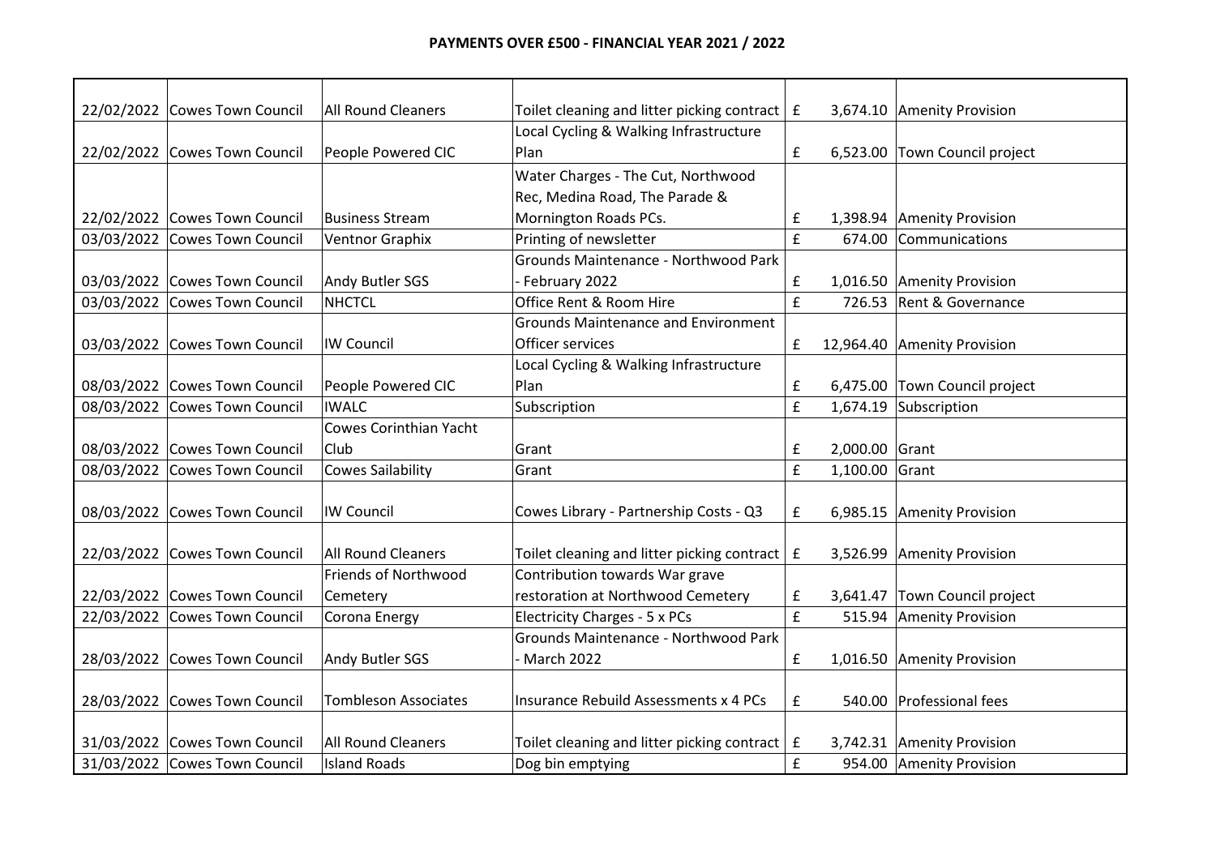**PAYMENTS OVER £500 - FINANCIAL YEAR 2021 / 2022**

| | | | | | | |
|---|---|---|---|---|---|---|
| 22/02/2022 | Cowes Town Council | All Round Cleaners | Toilet cleaning and litter picking contract | £ | 3,674.10 | Amenity Provision |
| 22/02/2022 | Cowes Town Council | People Powered CIC | Local Cycling & Walking Infrastructure Plan | £ | 6,523.00 | Town Council project |
| 22/02/2022 | Cowes Town Council | Business Stream | Water Charges - The Cut, Northwood Rec, Medina Road, The Parade & Mornington Roads PCs. | £ | 1,398.94 | Amenity Provision |
| 03/03/2022 | Cowes Town Council | Ventnor Graphix | Printing of newsletter | £ | 674.00 | Communications |
| 03/03/2022 | Cowes Town Council | Andy Butler SGS | Grounds Maintenance - Northwood Park - February 2022 | £ | 1,016.50 | Amenity Provision |
| 03/03/2022 | Cowes Town Council | NHCTCL | Office Rent & Room Hire | £ | 726.53 | Rent & Governance |
| 03/03/2022 | Cowes Town Council | IW Council | Grounds Maintenance and Environment Officer services | £ | 12,964.40 | Amenity Provision |
| 08/03/2022 | Cowes Town Council | People Powered CIC | Local Cycling & Walking Infrastructure Plan | £ | 6,475.00 | Town Council project |
| 08/03/2022 | Cowes Town Council | IWALC | Subscription | £ | 1,674.19 | Subscription |
| 08/03/2022 | Cowes Town Council | Cowes Corinthian Yacht Club | Grant | £ | 2,000.00 | Grant |
| 08/03/2022 | Cowes Town Council | Cowes Sailability | Grant | £ | 1,100.00 | Grant |
| 08/03/2022 | Cowes Town Council | IW Council | Cowes Library - Partnership Costs - Q3 | £ | 6,985.15 | Amenity Provision |
| 22/03/2022 | Cowes Town Council | All Round Cleaners | Toilet cleaning and litter picking contract | £ | 3,526.99 | Amenity Provision |
| 22/03/2022 | Cowes Town Council | Friends of Northwood Cemetery | Contribution towards War grave restoration at Northwood Cemetery | £ | 3,641.47 | Town Council project |
| 22/03/2022 | Cowes Town Council | Corona Energy | Electricity Charges - 5 x PCs | £ | 515.94 | Amenity Provision |
| 28/03/2022 | Cowes Town Council | Andy Butler SGS | Grounds Maintenance - Northwood Park - March 2022 | £ | 1,016.50 | Amenity Provision |
| 28/03/2022 | Cowes Town Council | Tombleson Associates | Insurance Rebuild Assessments x 4 PCs | £ | 540.00 | Professional fees |
| 31/03/2022 | Cowes Town Council | All Round Cleaners | Toilet cleaning and litter picking contract | £ | 3,742.31 | Amenity Provision |
| 31/03/2022 | Cowes Town Council | Island Roads | Dog bin emptying | £ | 954.00 | Amenity Provision |